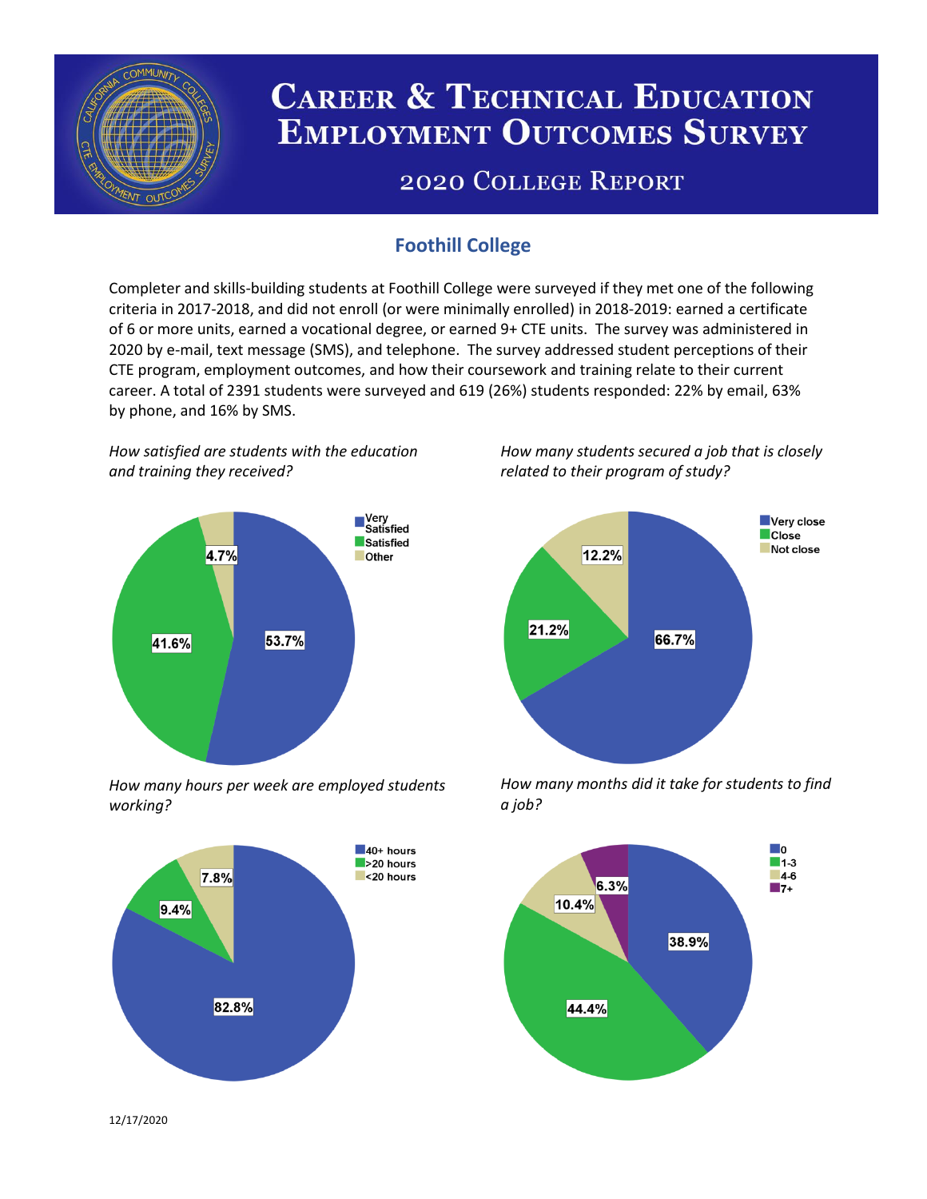# Career & Technical Education Employment Outcomes Survey

## 2020 College Report

## Foothill College

Completer and skills-building students at Foothill College were surveyed if they met one of the following criteria in 2017-2018, and did not enroll (or were minimally enrolled) in 2018-2019: earned a certificate of 6 or more units, earned a vocational degree, or earned 9+ CTE units. The survey was administered in 2020 by e-mail, text message (SMS), and telephone. The survey addressed student perceptions of their CTE program, employment outcomes, and how their coursework and training relate to their current career. A total of 2391 students were surveyed and 619 (26%) students responded: 22% by email, 63% by phone, and 16% by SMS.

*How satisfied are students with the education and training they received?*

| Response | Percent |
|---|---|
| Very Satisfied | 53.7% |
| Satisfied | 41.6% |
| Other | 4.7% |

*How many students secured a job that is closely related to their program of study?*

| Response | Percent |
|---|---|
| Very close | 66.7% |
| Close | 21.2% |
| Not close | 12.2% |

*How many hours per week are employed students working?*

| Response | Percent |
|---|---|
| 40+ hours | 82.8% |
| >20 hours | 9.4% |
| <20 hours | 7.8% |

*How many months did it take for students to find a job?*

| Response | Percent |
|---|---|
| 0 | 38.9% |
| 1-3 | 44.4% |
| 4-6 | 10.4% |
| 7+ | 6.3% |

12/17/2020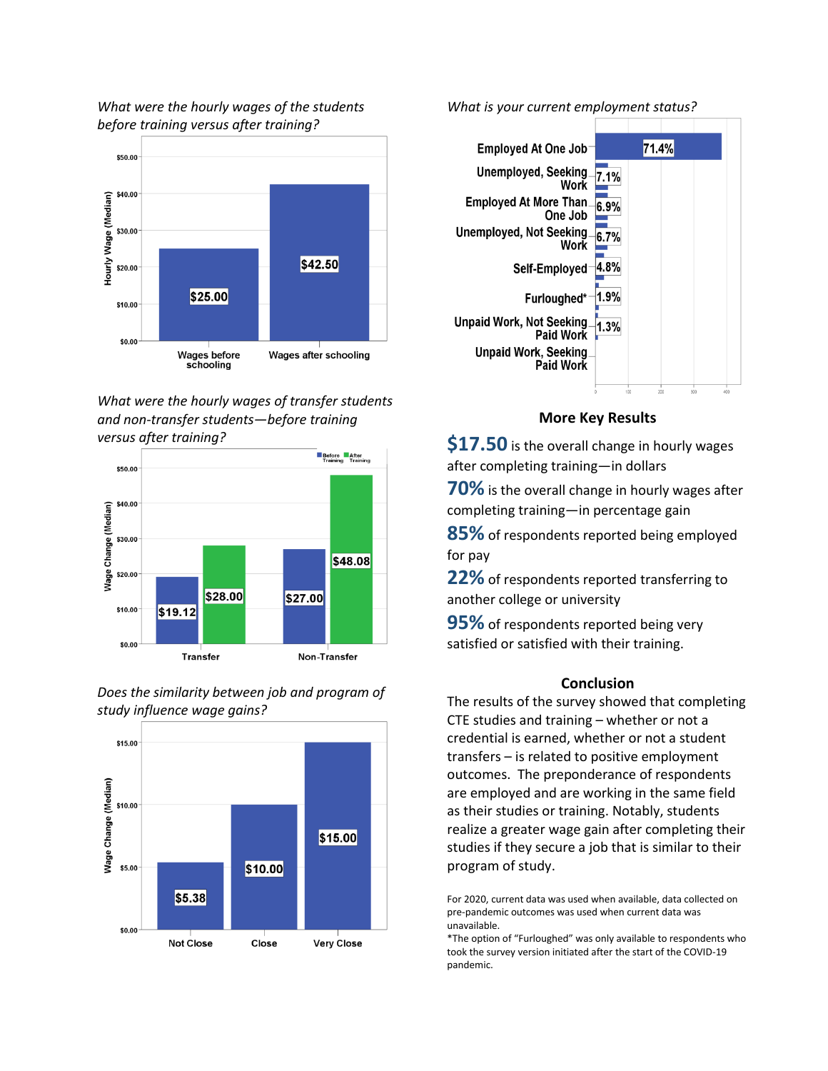*What were the hourly wages of the students before training versus after training?*

Hourly Wage (Median)

$50.00
$40.00
$30.00
$20.00
$10.00
$0.00

$25.00
$42.50

Wages before schooling
Wages after schooling

*What were the hourly wages of transfer students and non-transfer students—before training versus after training?*

Before Training
After Training

Wage Change (Median)

$50.00
$40.00
$30.00
$20.00
$10.00
$0.00

$19.12
$28.00
$27.00
$48.08

Transfer
Non-Transfer

*Does the similarity between job and program of study influence wage gains?*

Wage Change (Median)

$15.00
$10.00
$5.00
$0.00

$5.38
$10.00
$15.00

Not Close
Close
Very Close

*What is your current employment status?*

Employed At One Job 71.4%
Unemployed, Seeking Work 7.1%
Employed At More Than One Job 6.9%
Unemployed, Not Seeking Work 6.7%
Self-Employed 4.8%
Furloughed* 1.9%
Unpaid Work, Not Seeking Paid Work 1.3%
Unpaid Work, Seeking Paid Work

0
100
200
300
400

## More Key Results

**$17.50** is the overall change in hourly wages after completing training—in dollars

**70%** is the overall change in hourly wages after completing training—in percentage gain

**85%** of respondents reported being employed for pay

**22%** of respondents reported transferring to another college or university

**95%** of respondents reported being very satisfied or satisfied with their training.

## Conclusion

The results of the survey showed that completing CTE studies and training – whether or not a credential is earned, whether or not a student transfers – is related to positive employment outcomes. The preponderance of respondents are employed and are working in the same field as their studies or training. Notably, students realize a greater wage gain after completing their studies if they secure a job that is similar to their program of study.

For 2020, current data was used when available, data collected on pre-pandemic outcomes was used when current data was unavailable.
*The option of "Furloughed" was only available to respondents who took the survey version initiated after the start of the COVID-19 pandemic.